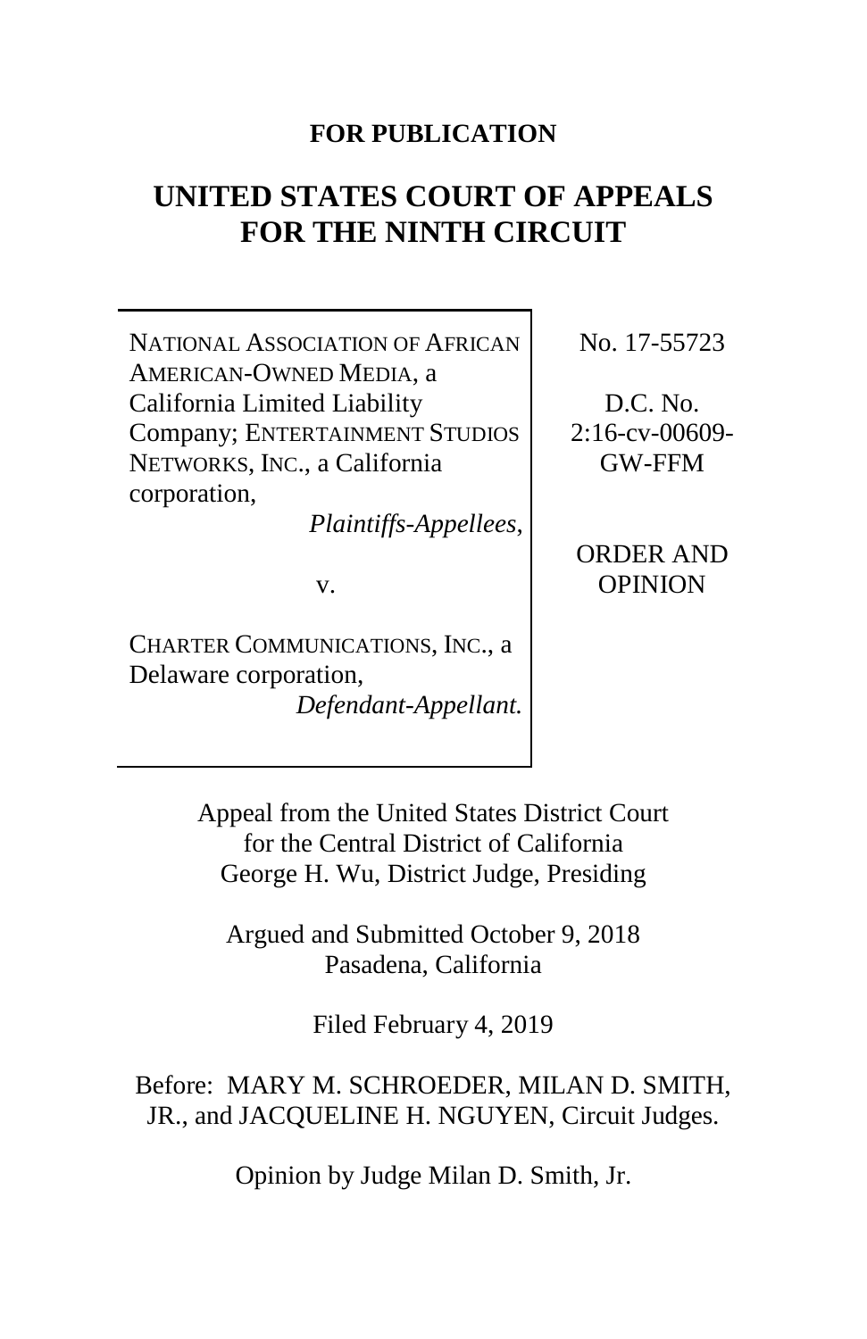**FOR PUBLICATION**

# UNITED STATES COURT OF APPEALS FOR THE NINTH CIRCUIT

NATIONAL ASSOCIATION OF AFRICAN AMERICAN-OWNED MEDIA, a California Limited Liability Company; ENTERTAINMENT STUDIOS NETWORKS, INC., a California corporation,

*Plaintiffs-Appellees*,

v.

CHARTER COMMUNICATIONS, INC., a Delaware corporation,

*Defendant-Appellant.*

No. 17-55723

D.C. No. 2:16-cv-00609-GW-FFM

ORDER AND OPINION

Appeal from the United States District Court for the Central District of California
George H. Wu, District Judge, Presiding

Argued and Submitted October 9, 2018
Pasadena, California

Filed February 4, 2019

Before: MARY M. SCHROEDER, MILAN D. SMITH, JR., and JACQUELINE H. NGUYEN, Circuit Judges.

Opinion by Judge Milan D. Smith, Jr.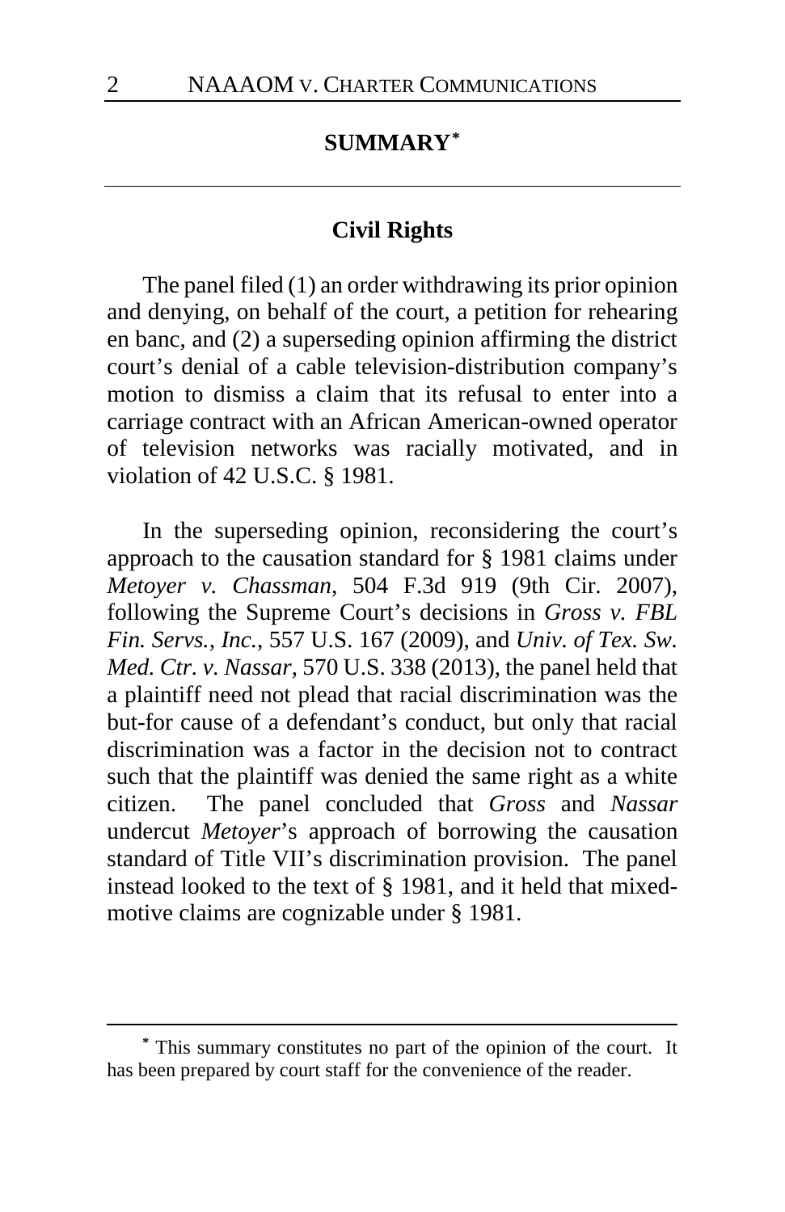## SUMMARY[*]

### Civil Rights

The panel filed (1) an order withdrawing its prior opinion and denying, on behalf of the court, a petition for rehearing en banc, and (2) a superseding opinion affirming the district court's denial of a cable television-distribution company's motion to dismiss a claim that its refusal to enter into a carriage contract with an African American-owned operator of television networks was racially motivated, and in violation of 42 U.S.C. § 1981.

In the superseding opinion, reconsidering the court's approach to the causation standard for § 1981 claims under *Metoyer v. Chassman*, 504 F.3d 919 (9th Cir. 2007), following the Supreme Court's decisions in *Gross v. FBL Fin. Servs., Inc.*, 557 U.S. 167 (2009), and *Univ. of Tex. Sw. Med. Ctr. v. Nassar*, 570 U.S. 338 (2013), the panel held that a plaintiff need not plead that racial discrimination was the but-for cause of a defendant's conduct, but only that racial discrimination was a factor in the decision not to contract such that the plaintiff was denied the same right as a white citizen. The panel concluded that *Gross* and *Nassar* undercut *Metoyer*'s approach of borrowing the causation standard of Title VII's discrimination provision. The panel instead looked to the text of § 1981, and it held that mixed-motive claims are cognizable under § 1981.

---

[*] This summary constitutes no part of the opinion of the court. It has been prepared by court staff for the convenience of the reader.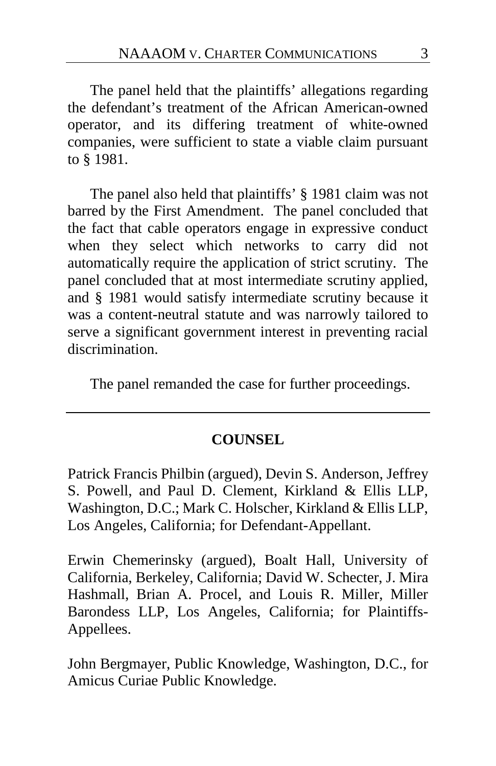The panel held that the plaintiffs' allegations regarding the defendant's treatment of the African American-owned operator, and its differing treatment of white-owned companies, were sufficient to state a viable claim pursuant to § 1981.

The panel also held that plaintiffs' § 1981 claim was not barred by the First Amendment. The panel concluded that the fact that cable operators engage in expressive conduct when they select which networks to carry did not automatically require the application of strict scrutiny. The panel concluded that at most intermediate scrutiny applied, and § 1981 would satisfy intermediate scrutiny because it was a content-neutral statute and was narrowly tailored to serve a significant government interest in preventing racial discrimination.

The panel remanded the case for further proceedings.

---

## COUNSEL

Patrick Francis Philbin (argued), Devin S. Anderson, Jeffrey S. Powell, and Paul D. Clement, Kirkland & Ellis LLP, Washington, D.C.; Mark C. Holscher, Kirkland & Ellis LLP, Los Angeles, California; for Defendant-Appellant.

Erwin Chemerinsky (argued), Boalt Hall, University of California, Berkeley, California; David W. Schecter, J. Mira Hashmall, Brian A. Procel, and Louis R. Miller, Miller Barondess LLP, Los Angeles, California; for Plaintiffs-Appellees.

John Bergmayer, Public Knowledge, Washington, D.C., for Amicus Curiae Public Knowledge.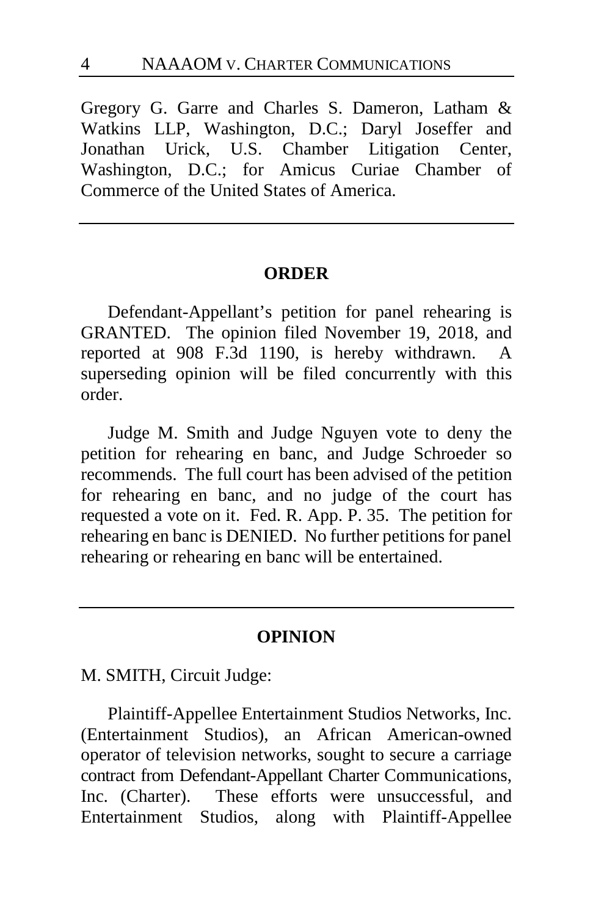Gregory G. Garre and Charles S. Dameron, Latham & Watkins LLP, Washington, D.C.; Daryl Joseffer and Jonathan Urick, U.S. Chamber Litigation Center, Washington, D.C.; for Amicus Curiae Chamber of Commerce of the United States of America.

---

## ORDER

Defendant-Appellant's petition for panel rehearing is GRANTED. The opinion filed November 19, 2018, and reported at 908 F.3d 1190, is hereby withdrawn. A superseding opinion will be filed concurrently with this order.

Judge M. Smith and Judge Nguyen vote to deny the petition for rehearing en banc, and Judge Schroeder so recommends. The full court has been advised of the petition for rehearing en banc, and no judge of the court has requested a vote on it. Fed. R. App. P. 35. The petition for rehearing en banc is DENIED. No further petitions for panel rehearing or rehearing en banc will be entertained.

---

## OPINION

M. SMITH, Circuit Judge:

Plaintiff-Appellee Entertainment Studios Networks, Inc. (Entertainment Studios), an African American-owned operator of television networks, sought to secure a carriage contract from Defendant-Appellant Charter Communications, Inc. (Charter). These efforts were unsuccessful, and Entertainment Studios, along with Plaintiff-Appellee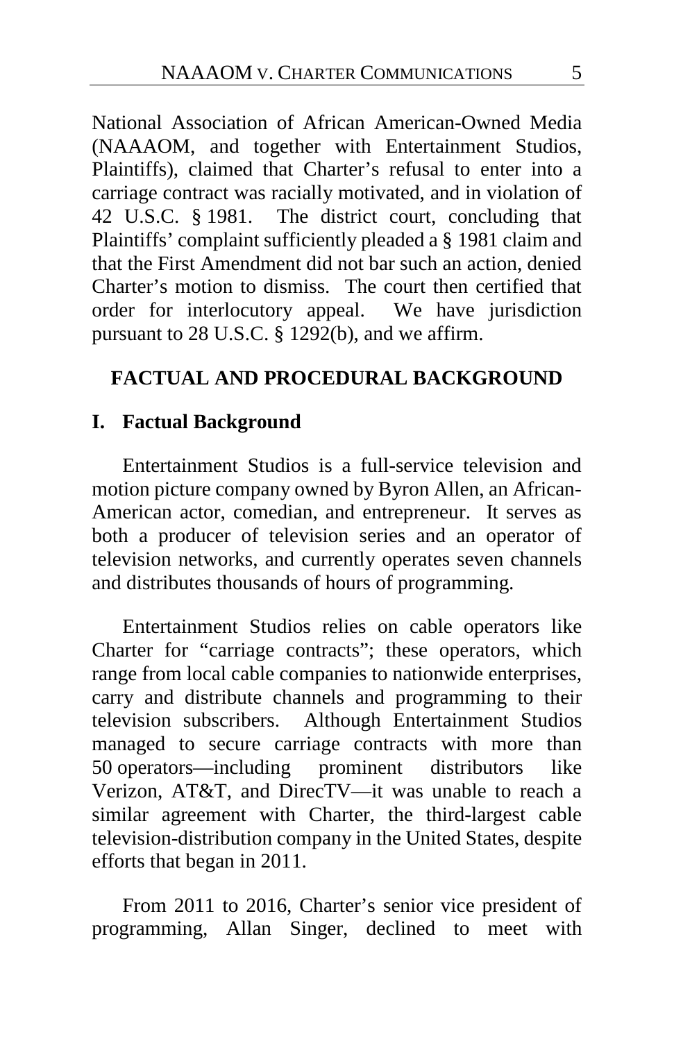National Association of African American-Owned Media (NAAAOM, and together with Entertainment Studios, Plaintiffs), claimed that Charter's refusal to enter into a carriage contract was racially motivated, and in violation of 42 U.S.C. § 1981. The district court, concluding that Plaintiffs' complaint sufficiently pleaded a § 1981 claim and that the First Amendment did not bar such an action, denied Charter's motion to dismiss. The court then certified that order for interlocutory appeal. We have jurisdiction pursuant to 28 U.S.C. § 1292(b), and we affirm.

## FACTUAL AND PROCEDURAL BACKGROUND

### I. Factual Background

Entertainment Studios is a full-service television and motion picture company owned by Byron Allen, an African-American actor, comedian, and entrepreneur. It serves as both a producer of television series and an operator of television networks, and currently operates seven channels and distributes thousands of hours of programming.

Entertainment Studios relies on cable operators like Charter for "carriage contracts"; these operators, which range from local cable companies to nationwide enterprises, carry and distribute channels and programming to their television subscribers. Although Entertainment Studios managed to secure carriage contracts with more than 50 operators—including prominent distributors like Verizon, AT&T, and DirecTV—it was unable to reach a similar agreement with Charter, the third-largest cable television-distribution company in the United States, despite efforts that began in 2011.

From 2011 to 2016, Charter's senior vice president of programming, Allan Singer, declined to meet with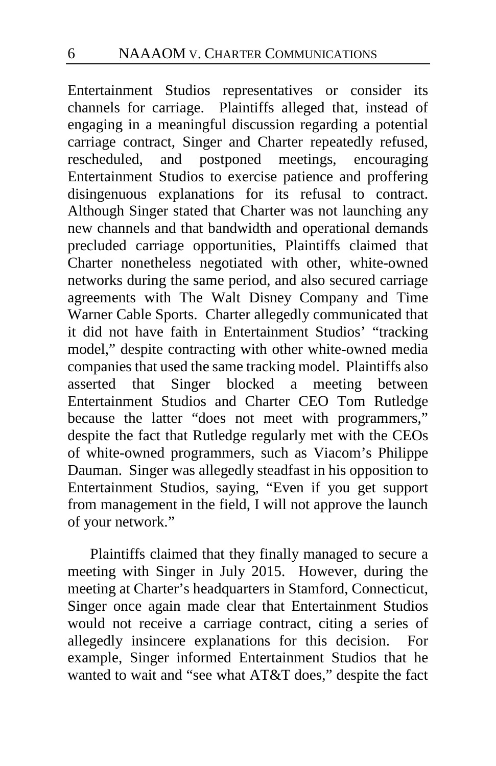Entertainment Studios representatives or consider its channels for carriage. Plaintiffs alleged that, instead of engaging in a meaningful discussion regarding a potential carriage contract, Singer and Charter repeatedly refused, rescheduled, and postponed meetings, encouraging Entertainment Studios to exercise patience and proffering disingenuous explanations for its refusal to contract. Although Singer stated that Charter was not launching any new channels and that bandwidth and operational demands precluded carriage opportunities, Plaintiffs claimed that Charter nonetheless negotiated with other, white-owned networks during the same period, and also secured carriage agreements with The Walt Disney Company and Time Warner Cable Sports. Charter allegedly communicated that it did not have faith in Entertainment Studios' "tracking model," despite contracting with other white-owned media companies that used the same tracking model. Plaintiffs also asserted that Singer blocked a meeting between Entertainment Studios and Charter CEO Tom Rutledge because the latter "does not meet with programmers," despite the fact that Rutledge regularly met with the CEOs of white-owned programmers, such as Viacom's Philippe Dauman. Singer was allegedly steadfast in his opposition to Entertainment Studios, saying, "Even if you get support from management in the field, I will not approve the launch of your network."

Plaintiffs claimed that they finally managed to secure a meeting with Singer in July 2015. However, during the meeting at Charter's headquarters in Stamford, Connecticut, Singer once again made clear that Entertainment Studios would not receive a carriage contract, citing a series of allegedly insincere explanations for this decision. For example, Singer informed Entertainment Studios that he wanted to wait and "see what AT&T does," despite the fact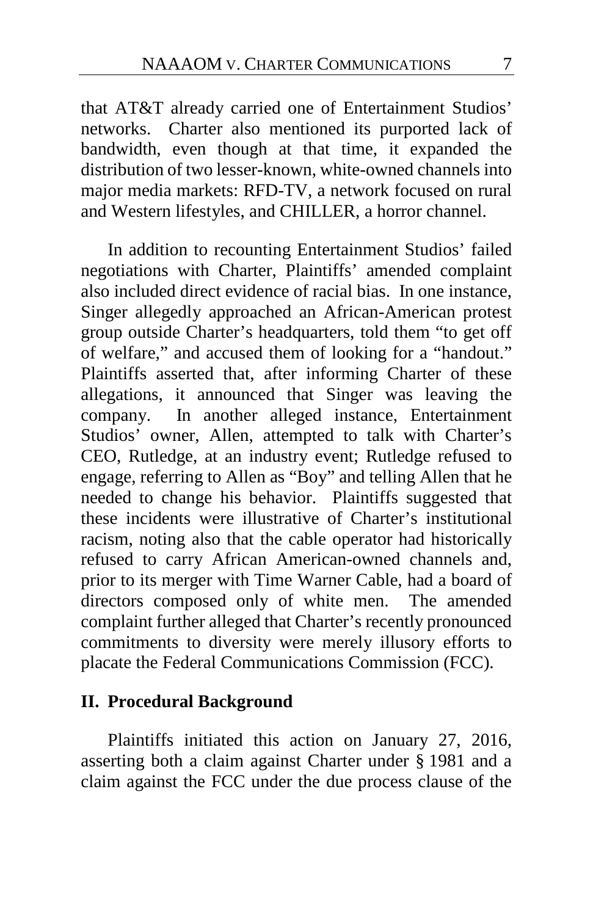that AT&T already carried one of Entertainment Studios' networks. Charter also mentioned its purported lack of bandwidth, even though at that time, it expanded the distribution of two lesser-known, white-owned channels into major media markets: RFD-TV, a network focused on rural and Western lifestyles, and CHILLER, a horror channel.

In addition to recounting Entertainment Studios' failed negotiations with Charter, Plaintiffs' amended complaint also included direct evidence of racial bias. In one instance, Singer allegedly approached an African-American protest group outside Charter's headquarters, told them "to get off of welfare," and accused them of looking for a "handout." Plaintiffs asserted that, after informing Charter of these allegations, it announced that Singer was leaving the company. In another alleged instance, Entertainment Studios' owner, Allen, attempted to talk with Charter's CEO, Rutledge, at an industry event; Rutledge refused to engage, referring to Allen as "Boy" and telling Allen that he needed to change his behavior. Plaintiffs suggested that these incidents were illustrative of Charter's institutional racism, noting also that the cable operator had historically refused to carry African American-owned channels and, prior to its merger with Time Warner Cable, had a board of directors composed only of white men. The amended complaint further alleged that Charter's recently pronounced commitments to diversity were merely illusory efforts to placate the Federal Communications Commission (FCC).

## II. Procedural Background

Plaintiffs initiated this action on January 27, 2016, asserting both a claim against Charter under § 1981 and a claim against the FCC under the due process clause of the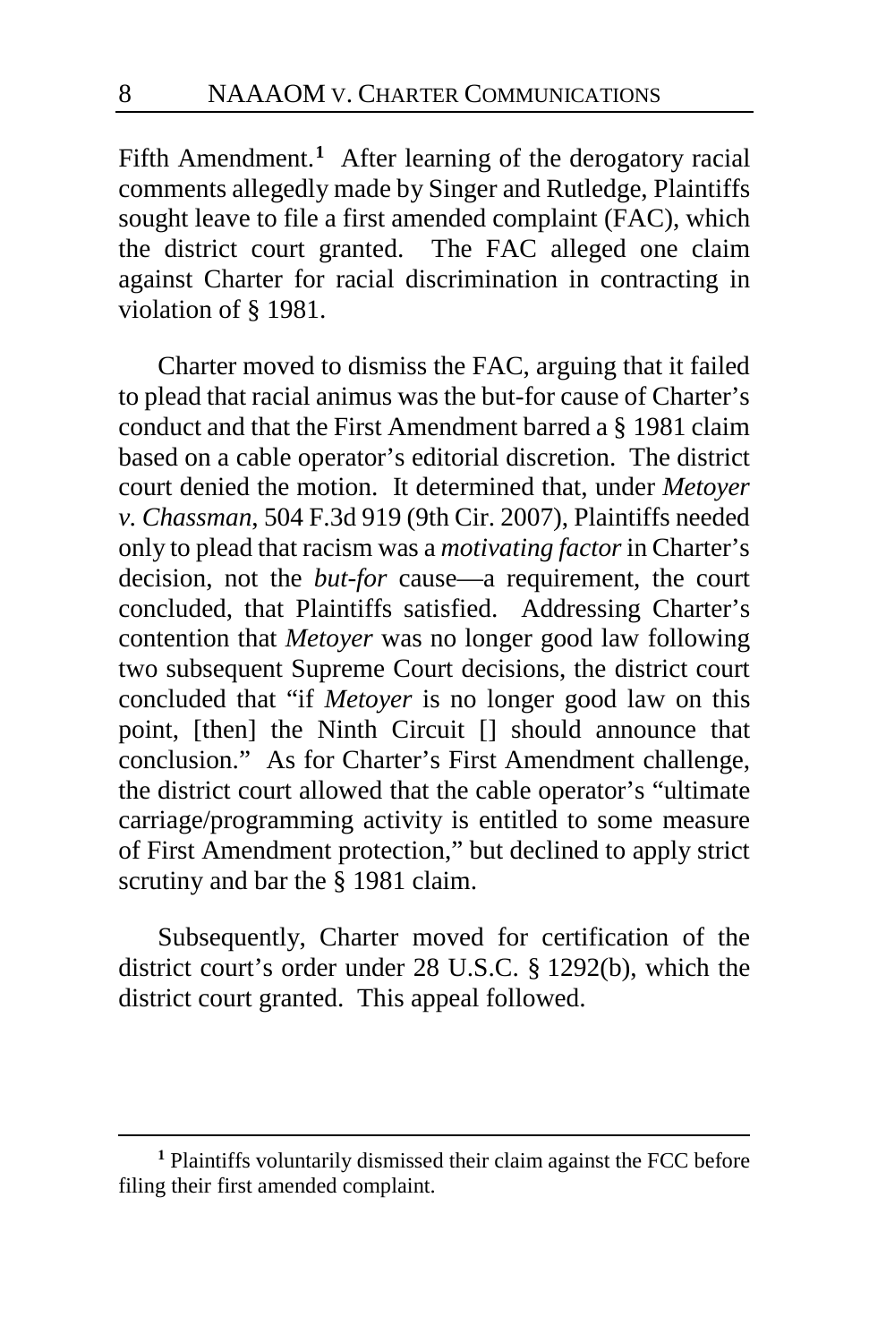Fifth Amendment.[1] After learning of the derogatory racial comments allegedly made by Singer and Rutledge, Plaintiffs sought leave to file a first amended complaint (FAC), which the district court granted. The FAC alleged one claim against Charter for racial discrimination in contracting in violation of § 1981.

Charter moved to dismiss the FAC, arguing that it failed to plead that racial animus was the but-for cause of Charter's conduct and that the First Amendment barred a § 1981 claim based on a cable operator's editorial discretion. The district court denied the motion. It determined that, under *Metoyer v. Chassman*, 504 F.3d 919 (9th Cir. 2007), Plaintiffs needed only to plead that racism was a *motivating factor* in Charter's decision, not the *but-for* cause—a requirement, the court concluded, that Plaintiffs satisfied. Addressing Charter's contention that *Metoyer* was no longer good law following two subsequent Supreme Court decisions, the district court concluded that "if *Metoyer* is no longer good law on this point, [then] the Ninth Circuit [] should announce that conclusion." As for Charter's First Amendment challenge, the district court allowed that the cable operator's "ultimate carriage/programming activity is entitled to some measure of First Amendment protection," but declined to apply strict scrutiny and bar the § 1981 claim.

Subsequently, Charter moved for certification of the district court's order under 28 U.S.C. § 1292(b), which the district court granted. This appeal followed.

[1] Plaintiffs voluntarily dismissed their claim against the FCC before filing their first amended complaint.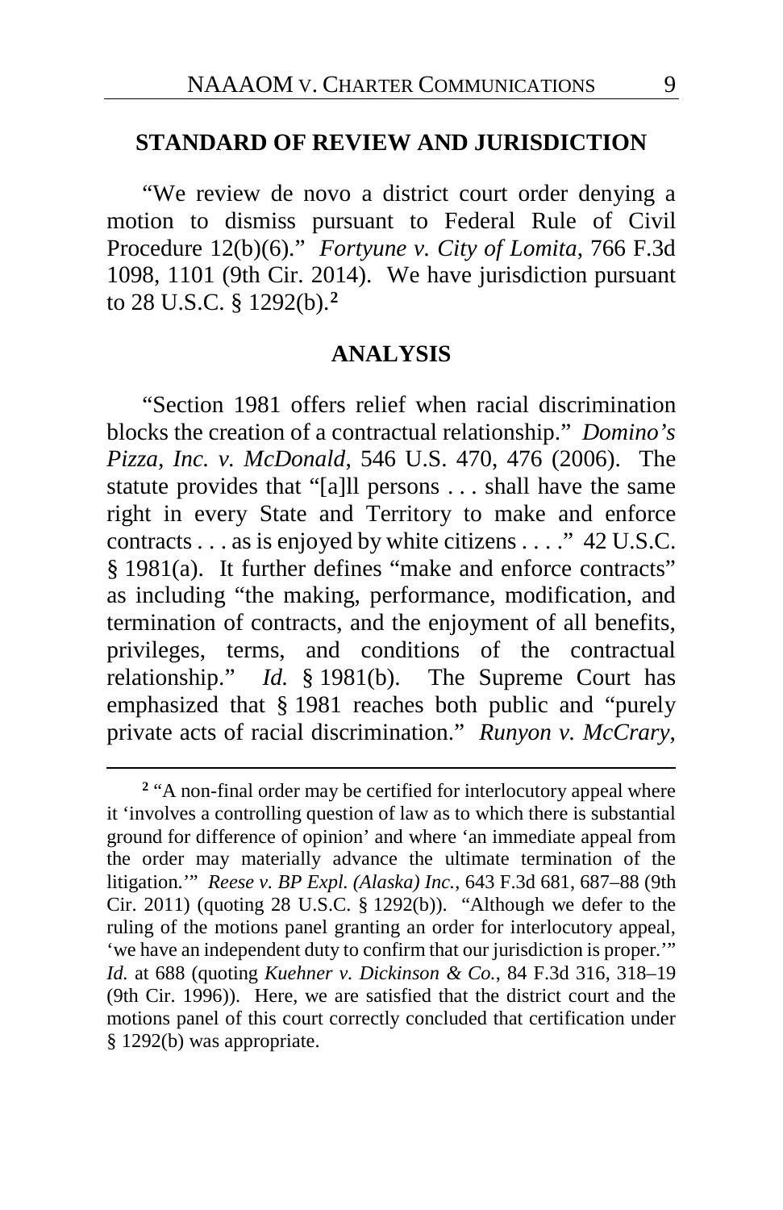## STANDARD OF REVIEW AND JURISDICTION

"We review de novo a district court order denying a motion to dismiss pursuant to Federal Rule of Civil Procedure 12(b)(6)." *Fortyune v. City of Lomita*, 766 F.3d 1098, 1101 (9th Cir. 2014). We have jurisdiction pursuant to 28 U.S.C. § 1292(b).[2]

## ANALYSIS

"Section 1981 offers relief when racial discrimination blocks the creation of a contractual relationship." *Domino's Pizza, Inc. v. McDonald*, 546 U.S. 470, 476 (2006). The statute provides that "[a]ll persons . . . shall have the same right in every State and Territory to make and enforce contracts . . . as is enjoyed by white citizens . . . ." 42 U.S.C. § 1981(a). It further defines "make and enforce contracts" as including "the making, performance, modification, and termination of contracts, and the enjoyment of all benefits, privileges, terms, and conditions of the contractual relationship." *Id.* § 1981(b). The Supreme Court has emphasized that § 1981 reaches both public and "purely private acts of racial discrimination." *Runyon v. McCrary*,

---

[2] "A non-final order may be certified for interlocutory appeal where it 'involves a controlling question of law as to which there is substantial ground for difference of opinion' and where 'an immediate appeal from the order may materially advance the ultimate termination of the litigation.'" *Reese v. BP Expl. (Alaska) Inc.*, 643 F.3d 681, 687–88 (9th Cir. 2011) (quoting 28 U.S.C. § 1292(b)). "Although we defer to the ruling of the motions panel granting an order for interlocutory appeal, 'we have an independent duty to confirm that our jurisdiction is proper.'" *Id.* at 688 (quoting *Kuehner v. Dickinson & Co.*, 84 F.3d 316, 318–19 (9th Cir. 1996)). Here, we are satisfied that the district court and the motions panel of this court correctly concluded that certification under § 1292(b) was appropriate.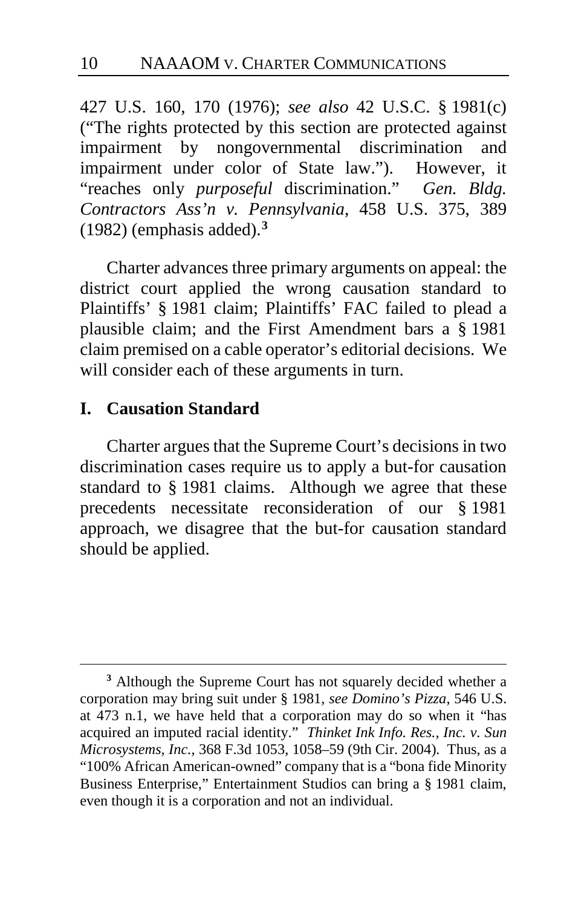427 U.S. 160, 170 (1976); *see also* 42 U.S.C. § 1981(c) ("The rights protected by this section are protected against impairment by nongovernmental discrimination and impairment under color of State law."). However, it "reaches only *purposeful* discrimination." *Gen. Bldg. Contractors Ass'n v. Pennsylvania*, 458 U.S. 375, 389 (1982) (emphasis added).[3]

Charter advances three primary arguments on appeal: the district court applied the wrong causation standard to Plaintiffs' § 1981 claim; Plaintiffs' FAC failed to plead a plausible claim; and the First Amendment bars a § 1981 claim premised on a cable operator's editorial decisions. We will consider each of these arguments in turn.

## I. Causation Standard

Charter argues that the Supreme Court's decisions in two discrimination cases require us to apply a but-for causation standard to § 1981 claims. Although we agree that these precedents necessitate reconsideration of our § 1981 approach, we disagree that the but-for causation standard should be applied.

---

[3] Although the Supreme Court has not squarely decided whether a corporation may bring suit under § 1981, *see Domino's Pizza*, 546 U.S. at 473 n.1, we have held that a corporation may do so when it "has acquired an imputed racial identity." *Thinket Ink Info. Res., Inc. v. Sun Microsystems, Inc.*, 368 F.3d 1053, 1058–59 (9th Cir. 2004). Thus, as a "100% African American-owned" company that is a "bona fide Minority Business Enterprise," Entertainment Studios can bring a § 1981 claim, even though it is a corporation and not an individual.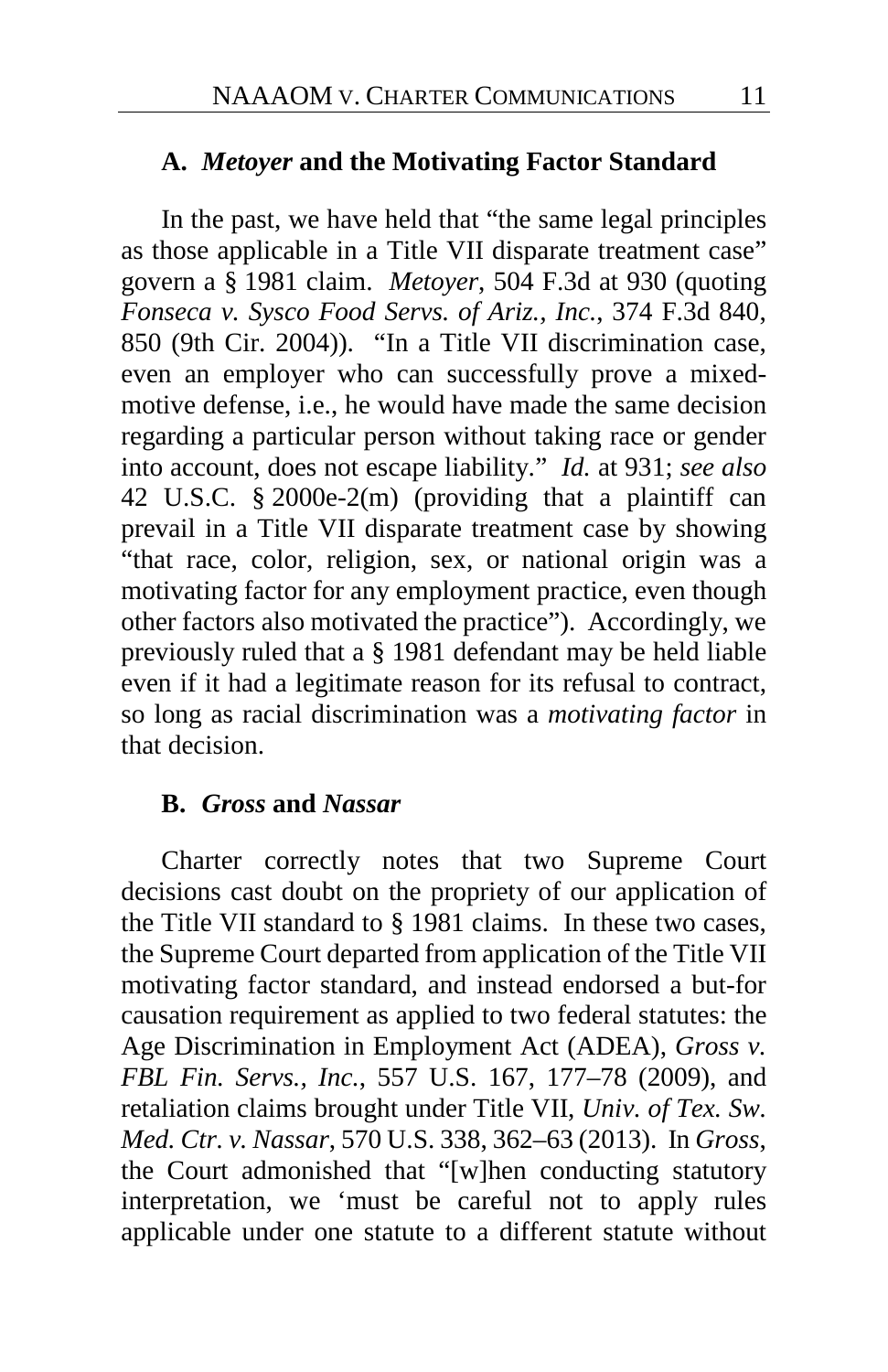### A. *Metoyer* and the Motivating Factor Standard

In the past, we have held that "the same legal principles as those applicable in a Title VII disparate treatment case" govern a § 1981 claim. *Metoyer*, 504 F.3d at 930 (quoting *Fonseca v. Sysco Food Servs. of Ariz., Inc.*, 374 F.3d 840, 850 (9th Cir. 2004)). "In a Title VII discrimination case, even an employer who can successfully prove a mixed-motive defense, i.e., he would have made the same decision regarding a particular person without taking race or gender into account, does not escape liability." *Id.* at 931; *see also* 42 U.S.C. § 2000e-2(m) (providing that a plaintiff can prevail in a Title VII disparate treatment case by showing "that race, color, religion, sex, or national origin was a motivating factor for any employment practice, even though other factors also motivated the practice"). Accordingly, we previously ruled that a § 1981 defendant may be held liable even if it had a legitimate reason for its refusal to contract, so long as racial discrimination was a *motivating factor* in that decision.

### B. *Gross* and *Nassar*

Charter correctly notes that two Supreme Court decisions cast doubt on the propriety of our application of the Title VII standard to § 1981 claims. In these two cases, the Supreme Court departed from application of the Title VII motivating factor standard, and instead endorsed a but-for causation requirement as applied to two federal statutes: the Age Discrimination in Employment Act (ADEA), *Gross v. FBL Fin. Servs., Inc.*, 557 U.S. 167, 177–78 (2009), and retaliation claims brought under Title VII, *Univ. of Tex. Sw. Med. Ctr. v. Nassar*, 570 U.S. 338, 362–63 (2013). In *Gross*, the Court admonished that "[w]hen conducting statutory interpretation, we 'must be careful not to apply rules applicable under one statute to a different statute without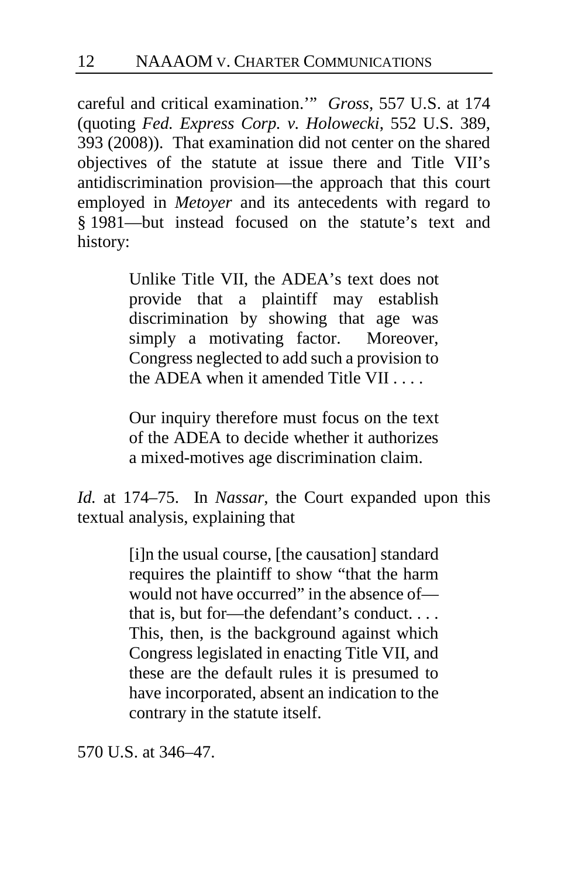careful and critical examination.'" *Gross*, 557 U.S. at 174 (quoting *Fed. Express Corp. v. Holowecki*, 552 U.S. 389, 393 (2008)). That examination did not center on the shared objectives of the statute at issue there and Title VII's antidiscrimination provision—the approach that this court employed in *Metoyer* and its antecedents with regard to § 1981—but instead focused on the statute's text and history:

> Unlike Title VII, the ADEA's text does not provide that a plaintiff may establish discrimination by showing that age was simply a motivating factor. Moreover, Congress neglected to add such a provision to the ADEA when it amended Title VII . . . .
>
> Our inquiry therefore must focus on the text of the ADEA to decide whether it authorizes a mixed-motives age discrimination claim.

*Id.* at 174–75. In *Nassar*, the Court expanded upon this textual analysis, explaining that

> [i]n the usual course, [the causation] standard requires the plaintiff to show "that the harm would not have occurred" in the absence of—that is, but for—the defendant's conduct. . . . This, then, is the background against which Congress legislated in enacting Title VII, and these are the default rules it is presumed to have incorporated, absent an indication to the contrary in the statute itself.

570 U.S. at 346–47.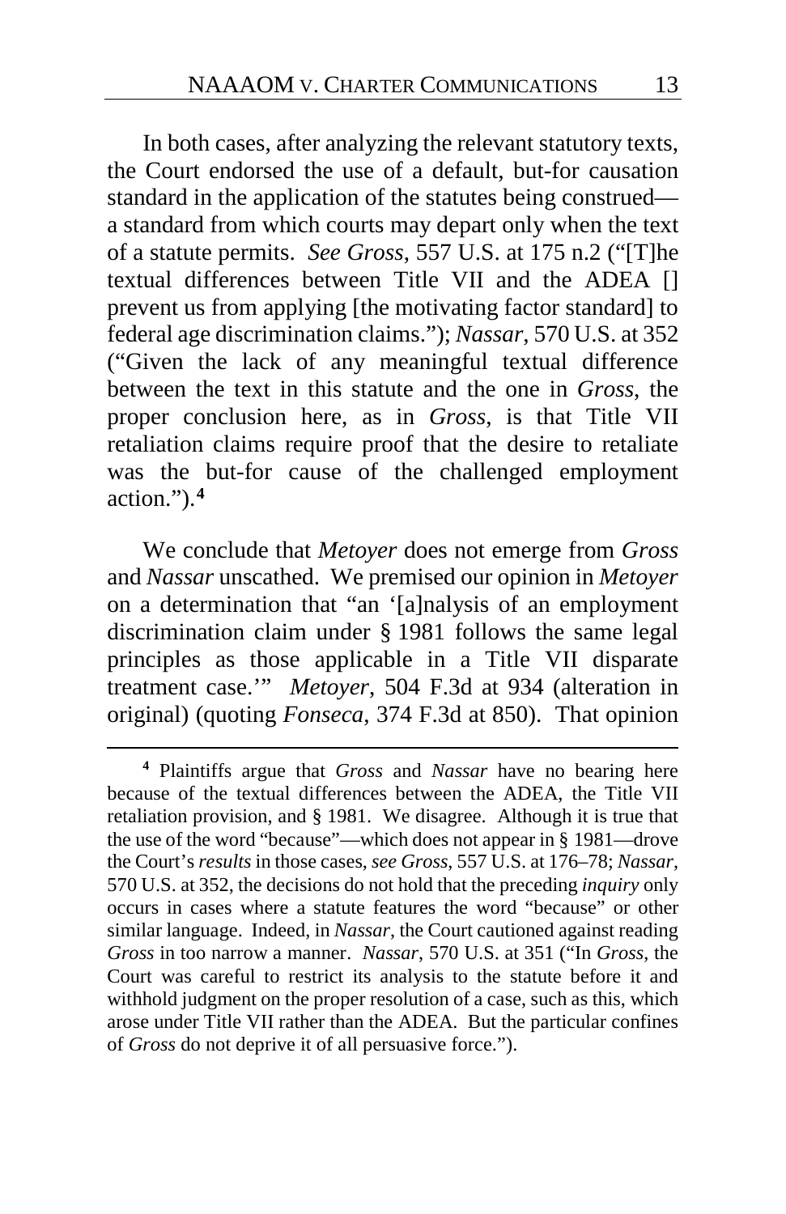In both cases, after analyzing the relevant statutory texts, the Court endorsed the use of a default, but-for causation standard in the application of the statutes being construed—a standard from which courts may depart only when the text of a statute permits. *See Gross*, 557 U.S. at 175 n.2 ("[T]he textual differences between Title VII and the ADEA [] prevent us from applying [the motivating factor standard] to federal age discrimination claims."); *Nassar*, 570 U.S. at 352 ("Given the lack of any meaningful textual difference between the text in this statute and the one in *Gross*, the proper conclusion here, as in *Gross*, is that Title VII retaliation claims require proof that the desire to retaliate was the but-for cause of the challenged employment action.").[4]

We conclude that *Metoyer* does not emerge from *Gross* and *Nassar* unscathed. We premised our opinion in *Metoyer* on a determination that "an '[a]nalysis of an employment discrimination claim under § 1981 follows the same legal principles as those applicable in a Title VII disparate treatment case.'" *Metoyer*, 504 F.3d at 934 (alteration in original) (quoting *Fonseca*, 374 F.3d at 850). That opinion

---

[4] Plaintiffs argue that *Gross* and *Nassar* have no bearing here because of the textual differences between the ADEA, the Title VII retaliation provision, and § 1981. We disagree. Although it is true that the use of the word "because"—which does not appear in § 1981—drove the Court's *results* in those cases, *see Gross*, 557 U.S. at 176–78; *Nassar*, 570 U.S. at 352, the decisions do not hold that the preceding *inquiry* only occurs in cases where a statute features the word "because" or other similar language. Indeed, in *Nassar*, the Court cautioned against reading *Gross* in too narrow a manner. *Nassar*, 570 U.S. at 351 ("In *Gross*, the Court was careful to restrict its analysis to the statute before it and withhold judgment on the proper resolution of a case, such as this, which arose under Title VII rather than the ADEA. But the particular confines of *Gross* do not deprive it of all persuasive force.").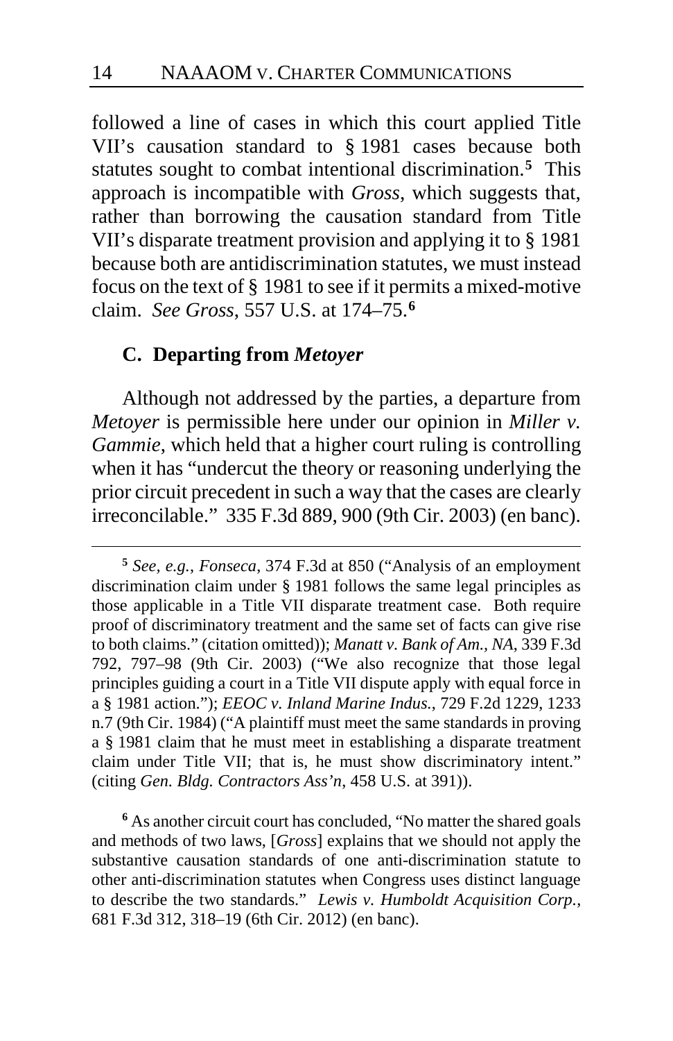followed a line of cases in which this court applied Title VII's causation standard to § 1981 cases because both statutes sought to combat intentional discrimination.[5] This approach is incompatible with *Gross*, which suggests that, rather than borrowing the causation standard from Title VII's disparate treatment provision and applying it to § 1981 because both are antidiscrimination statutes, we must instead focus on the text of § 1981 to see if it permits a mixed-motive claim. *See Gross*, 557 U.S. at 174–75.[6]

### C. Departing from *Metoyer*

Although not addressed by the parties, a departure from *Metoyer* is permissible here under our opinion in *Miller v. Gammie*, which held that a higher court ruling is controlling when it has "undercut the theory or reasoning underlying the prior circuit precedent in such a way that the cases are clearly irreconcilable." 335 F.3d 889, 900 (9th Cir. 2003) (en banc).

---

[5] *See, e.g.*, *Fonseca*, 374 F.3d at 850 ("Analysis of an employment discrimination claim under § 1981 follows the same legal principles as those applicable in a Title VII disparate treatment case. Both require proof of discriminatory treatment and the same set of facts can give rise to both claims." (citation omitted)); *Manatt v. Bank of Am., NA*, 339 F.3d 792, 797–98 (9th Cir. 2003) ("We also recognize that those legal principles guiding a court in a Title VII dispute apply with equal force in a § 1981 action."); *EEOC v. Inland Marine Indus.*, 729 F.2d 1229, 1233 n.7 (9th Cir. 1984) ("A plaintiff must meet the same standards in proving a § 1981 claim that he must meet in establishing a disparate treatment claim under Title VII; that is, he must show discriminatory intent." (citing *Gen. Bldg. Contractors Ass'n*, 458 U.S. at 391)).

[6] As another circuit court has concluded, "No matter the shared goals and methods of two laws, [*Gross*] explains that we should not apply the substantive causation standards of one anti-discrimination statute to other anti-discrimination statutes when Congress uses distinct language to describe the two standards." *Lewis v. Humboldt Acquisition Corp.*, 681 F.3d 312, 318–19 (6th Cir. 2012) (en banc).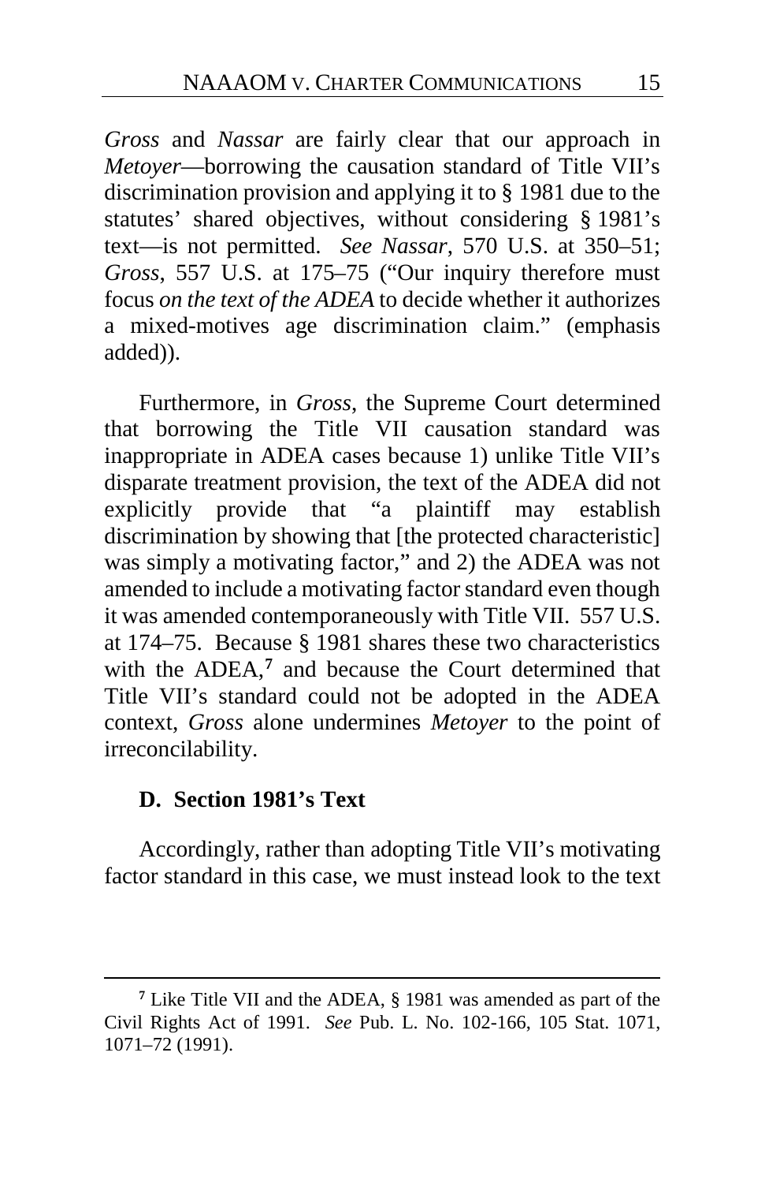*Gross* and *Nassar* are fairly clear that our approach in *Metoyer*—borrowing the causation standard of Title VII's discrimination provision and applying it to § 1981 due to the statutes' shared objectives, without considering § 1981's text—is not permitted. *See Nassar*, 570 U.S. at 350–51; *Gross*, 557 U.S. at 175–75 ("Our inquiry therefore must focus *on the text of the ADEA* to decide whether it authorizes a mixed-motives age discrimination claim." (emphasis added)).

Furthermore, in *Gross*, the Supreme Court determined that borrowing the Title VII causation standard was inappropriate in ADEA cases because 1) unlike Title VII's disparate treatment provision, the text of the ADEA did not explicitly provide that "a plaintiff may establish discrimination by showing that [the protected characteristic] was simply a motivating factor," and 2) the ADEA was not amended to include a motivating factor standard even though it was amended contemporaneously with Title VII. 557 U.S. at 174–75. Because § 1981 shares these two characteristics with the ADEA,[7] and because the Court determined that Title VII's standard could not be adopted in the ADEA context, *Gross* alone undermines *Metoyer* to the point of irreconcilability.

### D. Section 1981's Text

Accordingly, rather than adopting Title VII's motivating factor standard in this case, we must instead look to the text

---

[7] Like Title VII and the ADEA, § 1981 was amended as part of the Civil Rights Act of 1991. *See* Pub. L. No. 102-166, 105 Stat. 1071, 1071–72 (1991).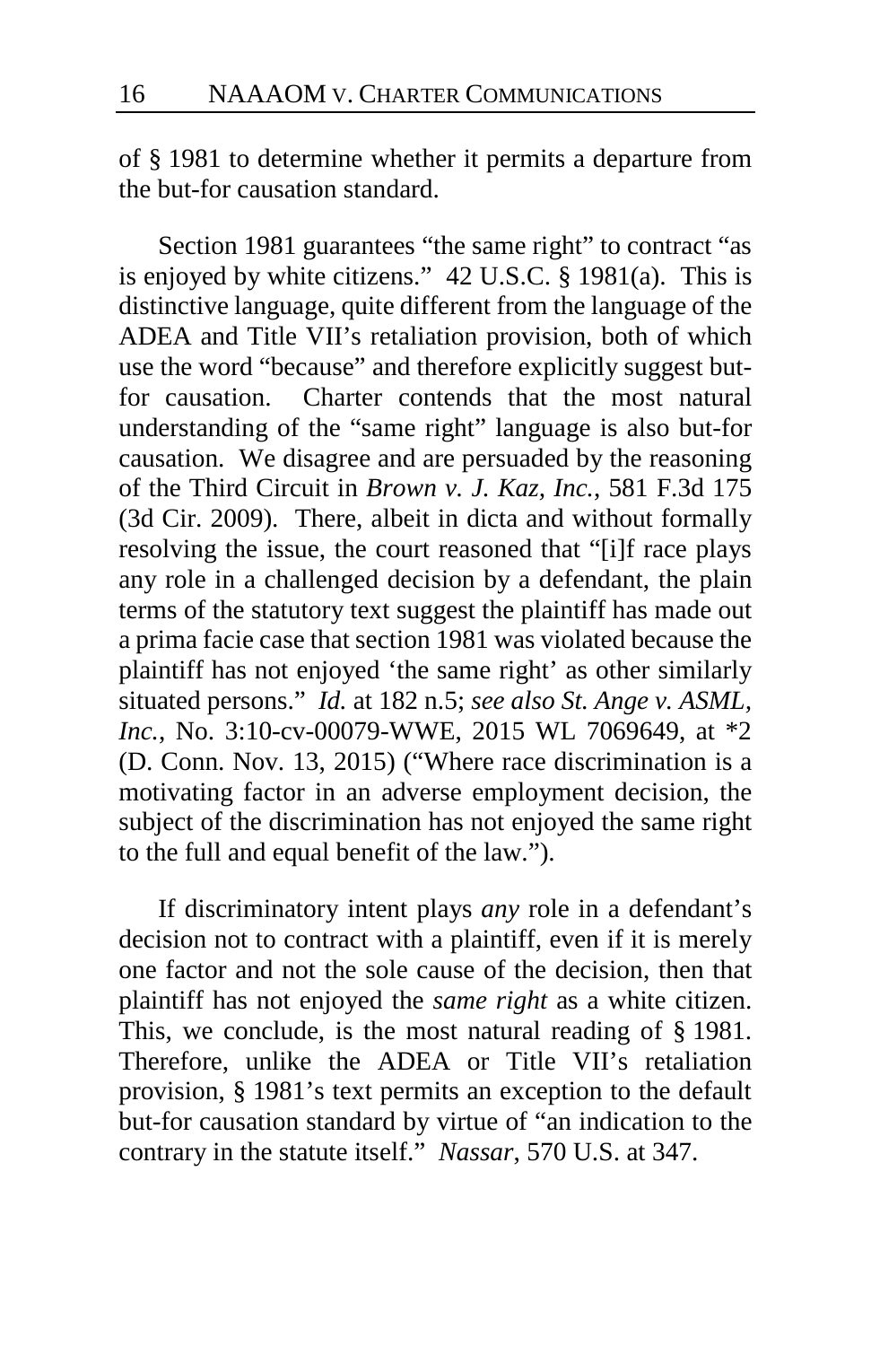of § 1981 to determine whether it permits a departure from the but-for causation standard.

Section 1981 guarantees "the same right" to contract "as is enjoyed by white citizens." 42 U.S.C. § 1981(a). This is distinctive language, quite different from the language of the ADEA and Title VII's retaliation provision, both of which use the word "because" and therefore explicitly suggest but-for causation. Charter contends that the most natural understanding of the "same right" language is also but-for causation. We disagree and are persuaded by the reasoning of the Third Circuit in *Brown v. J. Kaz, Inc.*, 581 F.3d 175 (3d Cir. 2009). There, albeit in dicta and without formally resolving the issue, the court reasoned that "[i]f race plays any role in a challenged decision by a defendant, the plain terms of the statutory text suggest the plaintiff has made out a prima facie case that section 1981 was violated because the plaintiff has not enjoyed 'the same right' as other similarly situated persons." *Id.* at 182 n.5; *see also St. Ange v. ASML, Inc.*, No. 3:10-cv-00079-WWE, 2015 WL 7069649, at *2 (D. Conn. Nov. 13, 2015) ("Where race discrimination is a motivating factor in an adverse employment decision, the subject of the discrimination has not enjoyed the same right to the full and equal benefit of the law.").

If discriminatory intent plays *any* role in a defendant's decision not to contract with a plaintiff, even if it is merely one factor and not the sole cause of the decision, then that plaintiff has not enjoyed the *same right* as a white citizen. This, we conclude, is the most natural reading of § 1981. Therefore, unlike the ADEA or Title VII's retaliation provision, § 1981's text permits an exception to the default but-for causation standard by virtue of "an indication to the contrary in the statute itself." *Nassar*, 570 U.S. at 347.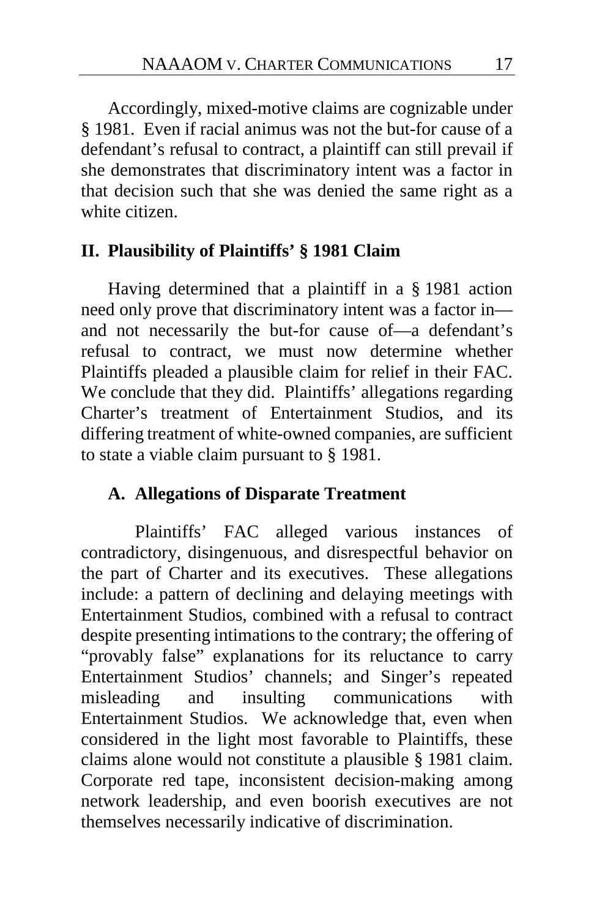Accordingly, mixed-motive claims are cognizable under § 1981. Even if racial animus was not the but-for cause of a defendant's refusal to contract, a plaintiff can still prevail if she demonstrates that discriminatory intent was a factor in that decision such that she was denied the same right as a white citizen.

## II. Plausibility of Plaintiffs' § 1981 Claim

Having determined that a plaintiff in a § 1981 action need only prove that discriminatory intent was a factor in—and not necessarily the but-for cause of—a defendant's refusal to contract, we must now determine whether Plaintiffs pleaded a plausible claim for relief in their FAC. We conclude that they did. Plaintiffs' allegations regarding Charter's treatment of Entertainment Studios, and its differing treatment of white-owned companies, are sufficient to state a viable claim pursuant to § 1981.

### A. Allegations of Disparate Treatment

Plaintiffs' FAC alleged various instances of contradictory, disingenuous, and disrespectful behavior on the part of Charter and its executives. These allegations include: a pattern of declining and delaying meetings with Entertainment Studios, combined with a refusal to contract despite presenting intimations to the contrary; the offering of "provably false" explanations for its reluctance to carry Entertainment Studios' channels; and Singer's repeated misleading and insulting communications with Entertainment Studios. We acknowledge that, even when considered in the light most favorable to Plaintiffs, these claims alone would not constitute a plausible § 1981 claim. Corporate red tape, inconsistent decision-making among network leadership, and even boorish executives are not themselves necessarily indicative of discrimination.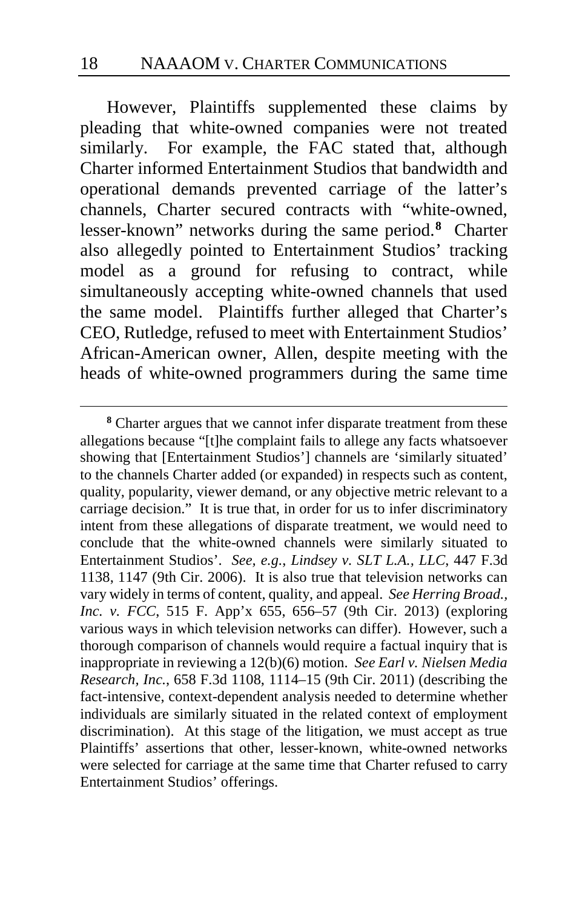However, Plaintiffs supplemented these claims by pleading that white-owned companies were not treated similarly. For example, the FAC stated that, although Charter informed Entertainment Studios that bandwidth and operational demands prevented carriage of the latter's channels, Charter secured contracts with "white-owned, lesser-known" networks during the same period.[8] Charter also allegedly pointed to Entertainment Studios' tracking model as a ground for refusing to contract, while simultaneously accepting white-owned channels that used the same model. Plaintiffs further alleged that Charter's CEO, Rutledge, refused to meet with Entertainment Studios' African-American owner, Allen, despite meeting with the heads of white-owned programmers during the same time

---

[8] Charter argues that we cannot infer disparate treatment from these allegations because "[t]he complaint fails to allege any facts whatsoever showing that [Entertainment Studios'] channels are 'similarly situated' to the channels Charter added (or expanded) in respects such as content, quality, popularity, viewer demand, or any objective metric relevant to a carriage decision." It is true that, in order for us to infer discriminatory intent from these allegations of disparate treatment, we would need to conclude that the white-owned channels were similarly situated to Entertainment Studios'. *See, e.g.*, *Lindsey v. SLT L.A., LLC*, 447 F.3d 1138, 1147 (9th Cir. 2006). It is also true that television networks can vary widely in terms of content, quality, and appeal. *See Herring Broad., Inc. v. FCC*, 515 F. App'x 655, 656–57 (9th Cir. 2013) (exploring various ways in which television networks can differ). However, such a thorough comparison of channels would require a factual inquiry that is inappropriate in reviewing a 12(b)(6) motion. *See Earl v. Nielsen Media Research, Inc.*, 658 F.3d 1108, 1114–15 (9th Cir. 2011) (describing the fact-intensive, context-dependent analysis needed to determine whether individuals are similarly situated in the related context of employment discrimination). At this stage of the litigation, we must accept as true Plaintiffs' assertions that other, lesser-known, white-owned networks were selected for carriage at the same time that Charter refused to carry Entertainment Studios' offerings.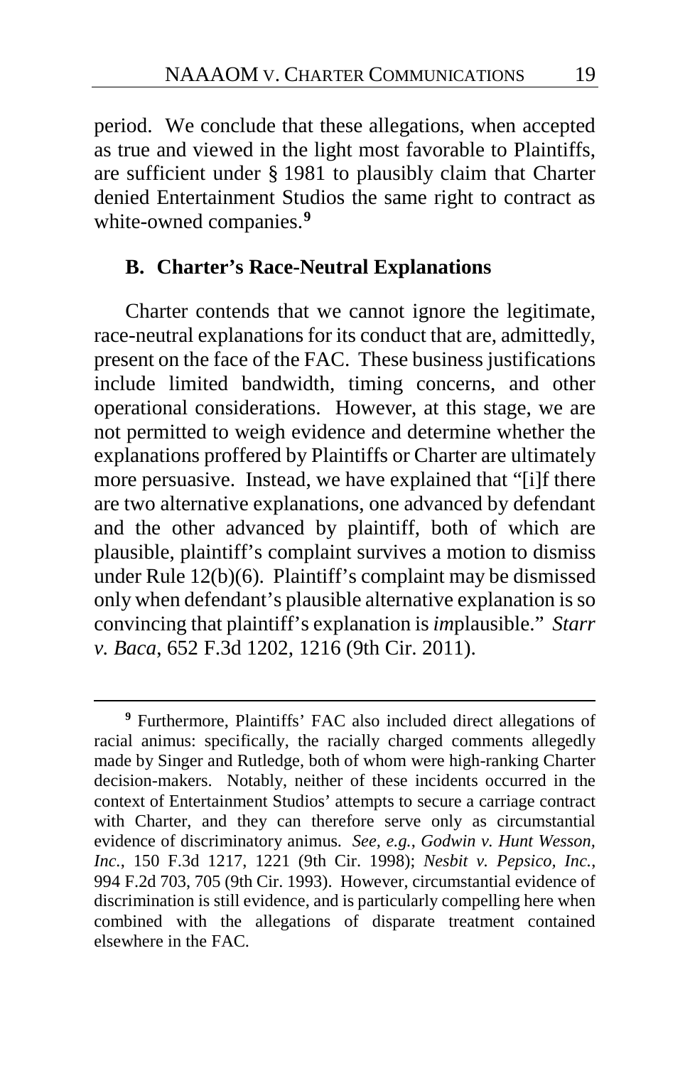period. We conclude that these allegations, when accepted as true and viewed in the light most favorable to Plaintiffs, are sufficient under § 1981 to plausibly claim that Charter denied Entertainment Studios the same right to contract as white-owned companies.[9]

### B. Charter's Race-Neutral Explanations

Charter contends that we cannot ignore the legitimate, race-neutral explanations for its conduct that are, admittedly, present on the face of the FAC. These business justifications include limited bandwidth, timing concerns, and other operational considerations. However, at this stage, we are not permitted to weigh evidence and determine whether the explanations proffered by Plaintiffs or Charter are ultimately more persuasive. Instead, we have explained that "[i]f there are two alternative explanations, one advanced by defendant and the other advanced by plaintiff, both of which are plausible, plaintiff's complaint survives a motion to dismiss under Rule 12(b)(6). Plaintiff's complaint may be dismissed only when defendant's plausible alternative explanation is so convincing that plaintiff's explanation is *im*plausible." *Starr v. Baca*, 652 F.3d 1202, 1216 (9th Cir. 2011).

---

[9] Furthermore, Plaintiffs' FAC also included direct allegations of racial animus: specifically, the racially charged comments allegedly made by Singer and Rutledge, both of whom were high-ranking Charter decision-makers. Notably, neither of these incidents occurred in the context of Entertainment Studios' attempts to secure a carriage contract with Charter, and they can therefore serve only as circumstantial evidence of discriminatory animus. *See, e.g.*, *Godwin v. Hunt Wesson, Inc.*, 150 F.3d 1217, 1221 (9th Cir. 1998); *Nesbit v. Pepsico, Inc.*, 994 F.2d 703, 705 (9th Cir. 1993). However, circumstantial evidence of discrimination is still evidence, and is particularly compelling here when combined with the allegations of disparate treatment contained elsewhere in the FAC.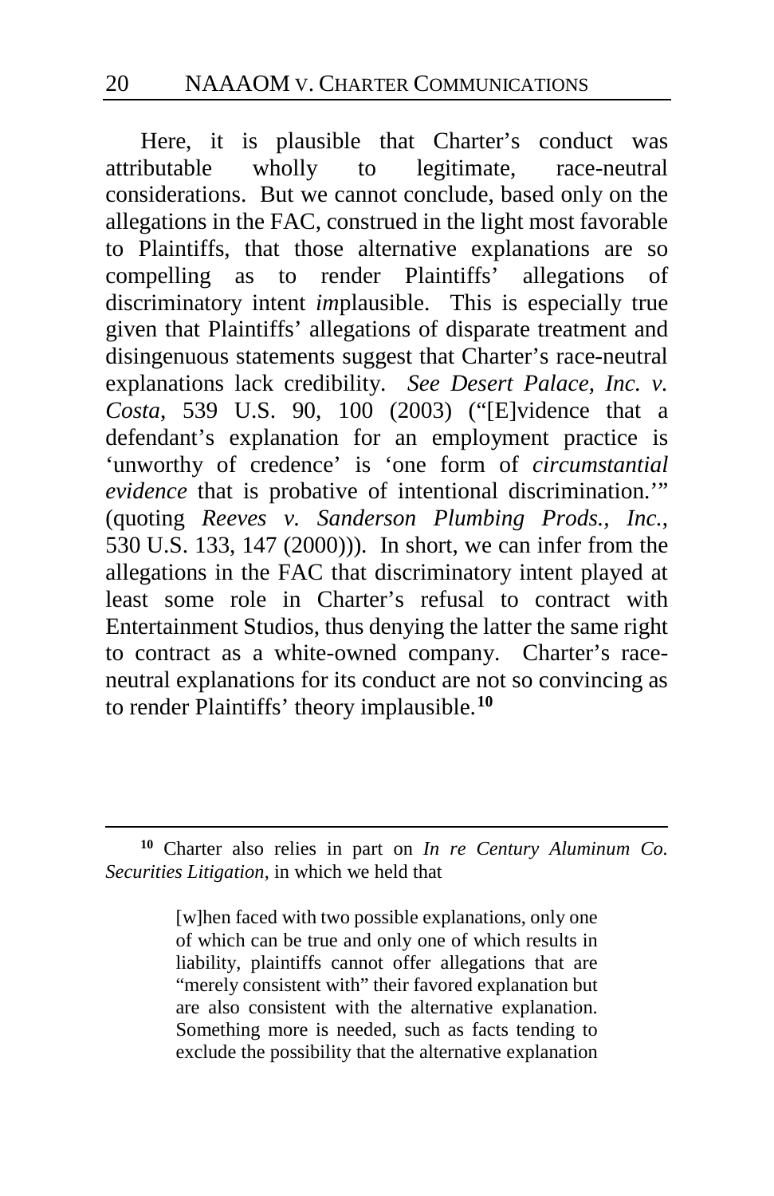Here, it is plausible that Charter's conduct was attributable wholly to legitimate, race-neutral considerations. But we cannot conclude, based only on the allegations in the FAC, construed in the light most favorable to Plaintiffs, that those alternative explanations are so compelling as to render Plaintiffs' allegations of discriminatory intent *im*plausible. This is especially true given that Plaintiffs' allegations of disparate treatment and disingenuous statements suggest that Charter's race-neutral explanations lack credibility. *See Desert Palace, Inc. v. Costa*, 539 U.S. 90, 100 (2003) ("[E]vidence that a defendant's explanation for an employment practice is 'unworthy of credence' is 'one form of *circumstantial evidence* that is probative of intentional discrimination.'" (quoting *Reeves v. Sanderson Plumbing Prods., Inc.*, 530 U.S. 133, 147 (2000))). In short, we can infer from the allegations in the FAC that discriminatory intent played at least some role in Charter's refusal to contract with Entertainment Studios, thus denying the latter the same right to contract as a white-owned company. Charter's race-neutral explanations for its conduct are not so convincing as to render Plaintiffs' theory implausible.[10]

---

[10] Charter also relies in part on *In re Century Aluminum Co. Securities Litigation*, in which we held that

> [w]hen faced with two possible explanations, only one of which can be true and only one of which results in liability, plaintiffs cannot offer allegations that are "merely consistent with" their favored explanation but are also consistent with the alternative explanation. Something more is needed, such as facts tending to exclude the possibility that the alternative explanation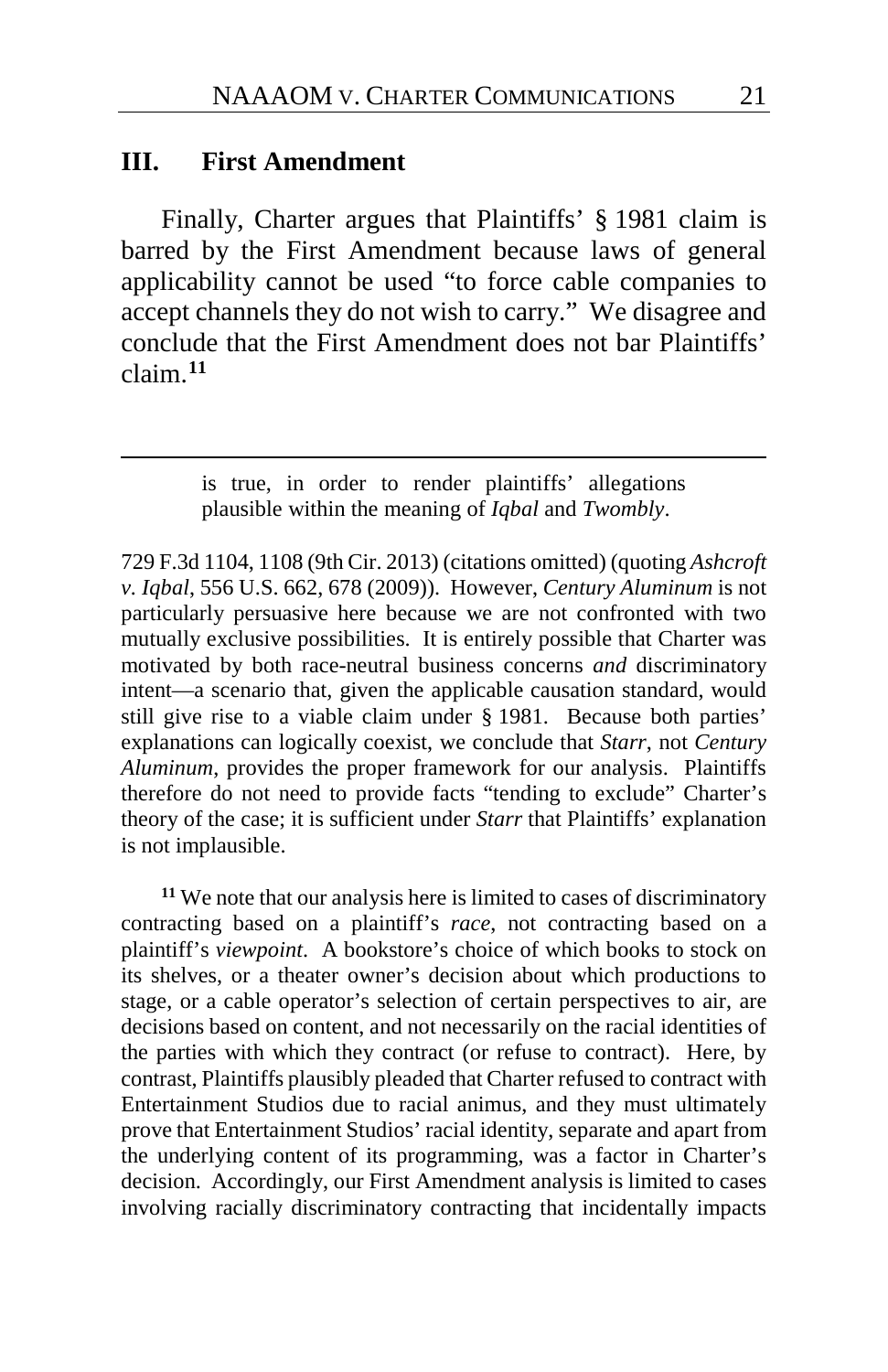## III. First Amendment

Finally, Charter argues that Plaintiffs' § 1981 claim is barred by the First Amendment because laws of general applicability cannot be used "to force cable companies to accept channels they do not wish to carry." We disagree and conclude that the First Amendment does not bar Plaintiffs' claim.[11]

---

> is true, in order to render plaintiffs' allegations plausible within the meaning of *Iqbal* and *Twombly*.

729 F.3d 1104, 1108 (9th Cir. 2013) (citations omitted) (quoting *Ashcroft v. Iqbal*, 556 U.S. 662, 678 (2009)). However, *Century Aluminum* is not particularly persuasive here because we are not confronted with two mutually exclusive possibilities. It is entirely possible that Charter was motivated by both race-neutral business concerns *and* discriminatory intent—a scenario that, given the applicable causation standard, would still give rise to a viable claim under § 1981. Because both parties' explanations can logically coexist, we conclude that *Starr*, not *Century Aluminum*, provides the proper framework for our analysis. Plaintiffs therefore do not need to provide facts "tending to exclude" Charter's theory of the case; it is sufficient under *Starr* that Plaintiffs' explanation is not implausible.

[11] We note that our analysis here is limited to cases of discriminatory contracting based on a plaintiff's *race*, not contracting based on a plaintiff's *viewpoint*. A bookstore's choice of which books to stock on its shelves, or a theater owner's decision about which productions to stage, or a cable operator's selection of certain perspectives to air, are decisions based on content, and not necessarily on the racial identities of the parties with which they contract (or refuse to contract). Here, by contrast, Plaintiffs plausibly pleaded that Charter refused to contract with Entertainment Studios due to racial animus, and they must ultimately prove that Entertainment Studios' racial identity, separate and apart from the underlying content of its programming, was a factor in Charter's decision. Accordingly, our First Amendment analysis is limited to cases involving racially discriminatory contracting that incidentally impacts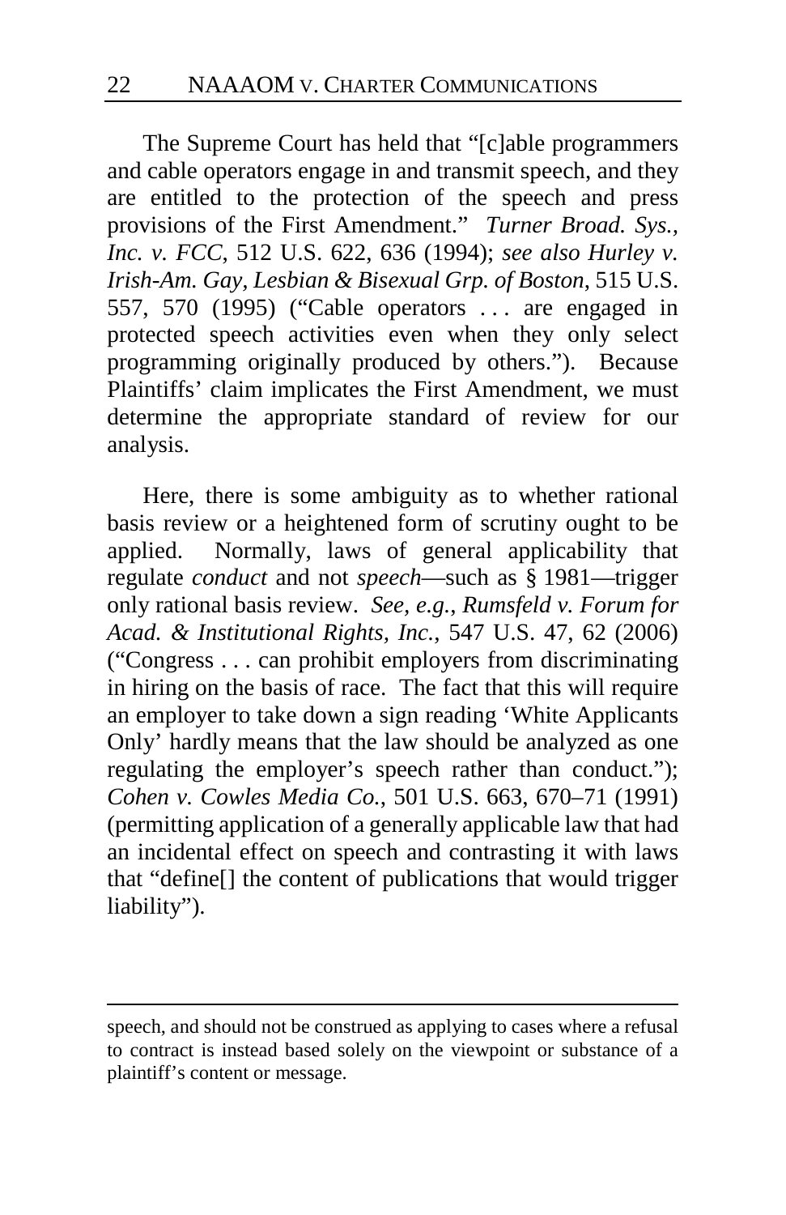The Supreme Court has held that "[c]able programmers and cable operators engage in and transmit speech, and they are entitled to the protection of the speech and press provisions of the First Amendment." *Turner Broad. Sys., Inc. v. FCC*, 512 U.S. 622, 636 (1994); *see also Hurley v. Irish-Am. Gay, Lesbian & Bisexual Grp. of Boston*, 515 U.S. 557, 570 (1995) ("Cable operators . . . are engaged in protected speech activities even when they only select programming originally produced by others."). Because Plaintiffs' claim implicates the First Amendment, we must determine the appropriate standard of review for our analysis.

Here, there is some ambiguity as to whether rational basis review or a heightened form of scrutiny ought to be applied. Normally, laws of general applicability that regulate *conduct* and not *speech*—such as § 1981—trigger only rational basis review. *See, e.g.*, *Rumsfeld v. Forum for Acad. & Institutional Rights, Inc.*, 547 U.S. 47, 62 (2006) ("Congress . . . can prohibit employers from discriminating in hiring on the basis of race. The fact that this will require an employer to take down a sign reading 'White Applicants Only' hardly means that the law should be analyzed as one regulating the employer's speech rather than conduct."); *Cohen v. Cowles Media Co.*, 501 U.S. 663, 670–71 (1991) (permitting application of a generally applicable law that had an incidental effect on speech and contrasting it with laws that "define[] the content of publications that would trigger liability").

speech, and should not be construed as applying to cases where a refusal to contract is instead based solely on the viewpoint or substance of a plaintiff's content or message.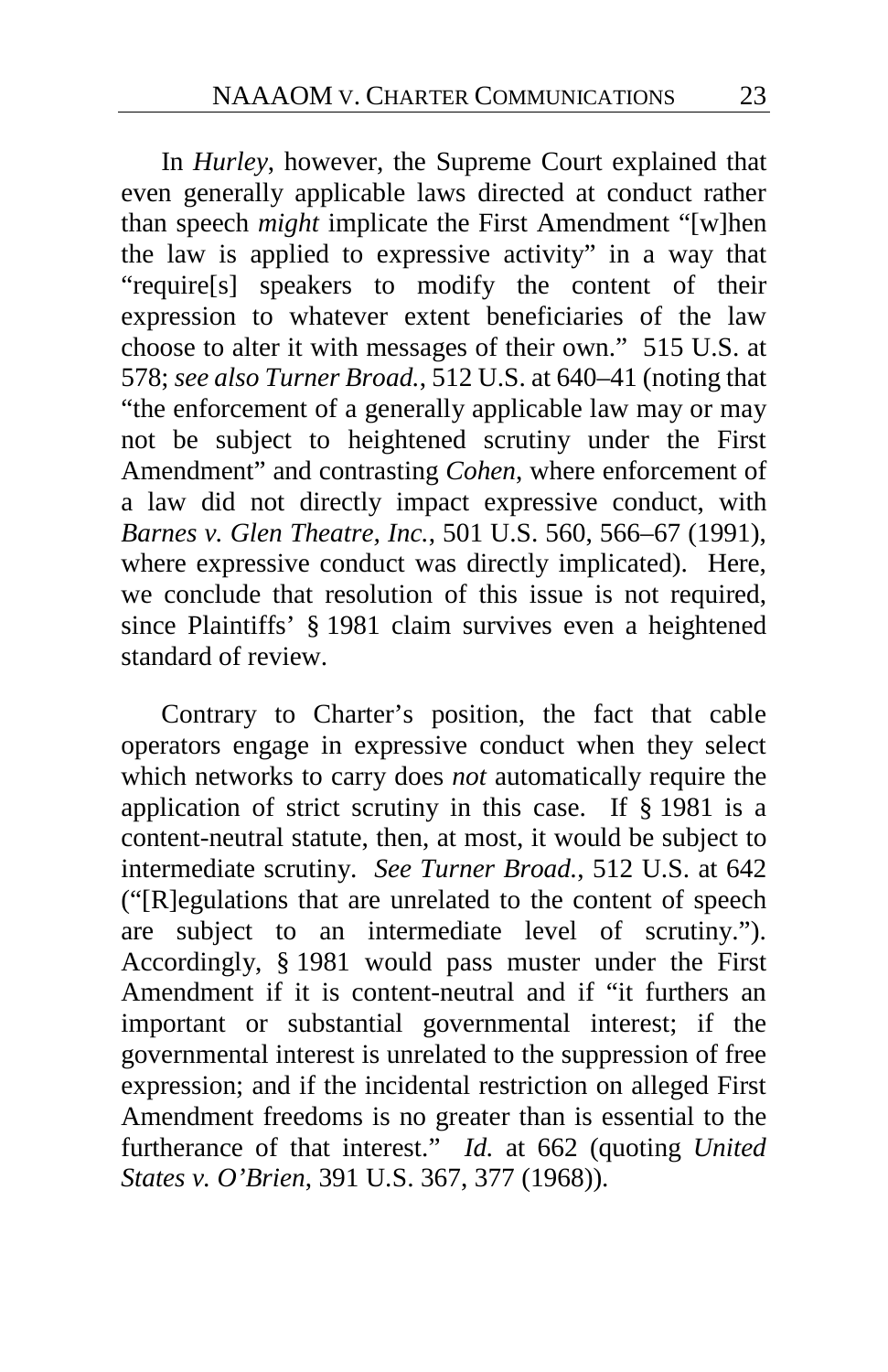In *Hurley*, however, the Supreme Court explained that even generally applicable laws directed at conduct rather than speech *might* implicate the First Amendment "[w]hen the law is applied to expressive activity" in a way that "require[s] speakers to modify the content of their expression to whatever extent beneficiaries of the law choose to alter it with messages of their own." 515 U.S. at 578; *see also Turner Broad.*, 512 U.S. at 640–41 (noting that "the enforcement of a generally applicable law may or may not be subject to heightened scrutiny under the First Amendment" and contrasting *Cohen*, where enforcement of a law did not directly impact expressive conduct, with *Barnes v. Glen Theatre, Inc.*, 501 U.S. 560, 566–67 (1991), where expressive conduct was directly implicated). Here, we conclude that resolution of this issue is not required, since Plaintiffs' § 1981 claim survives even a heightened standard of review.

Contrary to Charter's position, the fact that cable operators engage in expressive conduct when they select which networks to carry does *not* automatically require the application of strict scrutiny in this case. If § 1981 is a content-neutral statute, then, at most, it would be subject to intermediate scrutiny. *See Turner Broad.*, 512 U.S. at 642 ("[R]egulations that are unrelated to the content of speech are subject to an intermediate level of scrutiny."). Accordingly, § 1981 would pass muster under the First Amendment if it is content-neutral and if "it furthers an important or substantial governmental interest; if the governmental interest is unrelated to the suppression of free expression; and if the incidental restriction on alleged First Amendment freedoms is no greater than is essential to the furtherance of that interest." *Id.* at 662 (quoting *United States v. O'Brien*, 391 U.S. 367, 377 (1968)).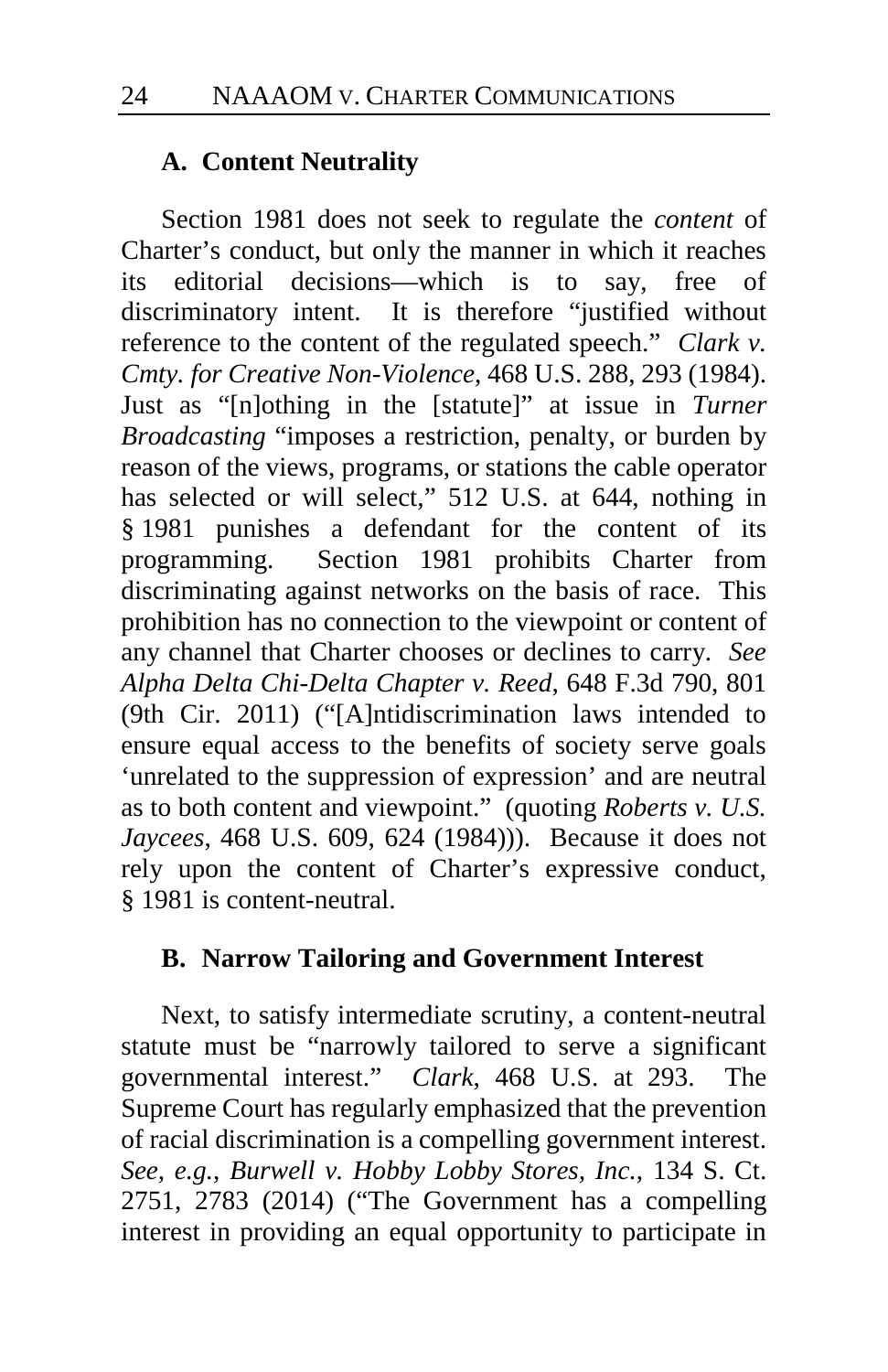### A. Content Neutrality

Section 1981 does not seek to regulate the *content* of Charter's conduct, but only the manner in which it reaches its editorial decisions—which is to say, free of discriminatory intent. It is therefore "justified without reference to the content of the regulated speech." *Clark v. Cmty. for Creative Non-Violence*, 468 U.S. 288, 293 (1984). Just as "[n]othing in the [statute]" at issue in *Turner Broadcasting* "imposes a restriction, penalty, or burden by reason of the views, programs, or stations the cable operator has selected or will select," 512 U.S. at 644, nothing in § 1981 punishes a defendant for the content of its programming. Section 1981 prohibits Charter from discriminating against networks on the basis of race. This prohibition has no connection to the viewpoint or content of any channel that Charter chooses or declines to carry. *See Alpha Delta Chi-Delta Chapter v. Reed*, 648 F.3d 790, 801 (9th Cir. 2011) ("[A]ntidiscrimination laws intended to ensure equal access to the benefits of society serve goals 'unrelated to the suppression of expression' and are neutral as to both content and viewpoint." (quoting *Roberts v. U.S. Jaycees*, 468 U.S. 609, 624 (1984))). Because it does not rely upon the content of Charter's expressive conduct, § 1981 is content-neutral.

### B. Narrow Tailoring and Government Interest

Next, to satisfy intermediate scrutiny, a content-neutral statute must be "narrowly tailored to serve a significant governmental interest." *Clark*, 468 U.S. at 293. The Supreme Court has regularly emphasized that the prevention of racial discrimination is a compelling government interest. *See, e.g.*, *Burwell v. Hobby Lobby Stores, Inc.*, 134 S. Ct. 2751, 2783 (2014) ("The Government has a compelling interest in providing an equal opportunity to participate in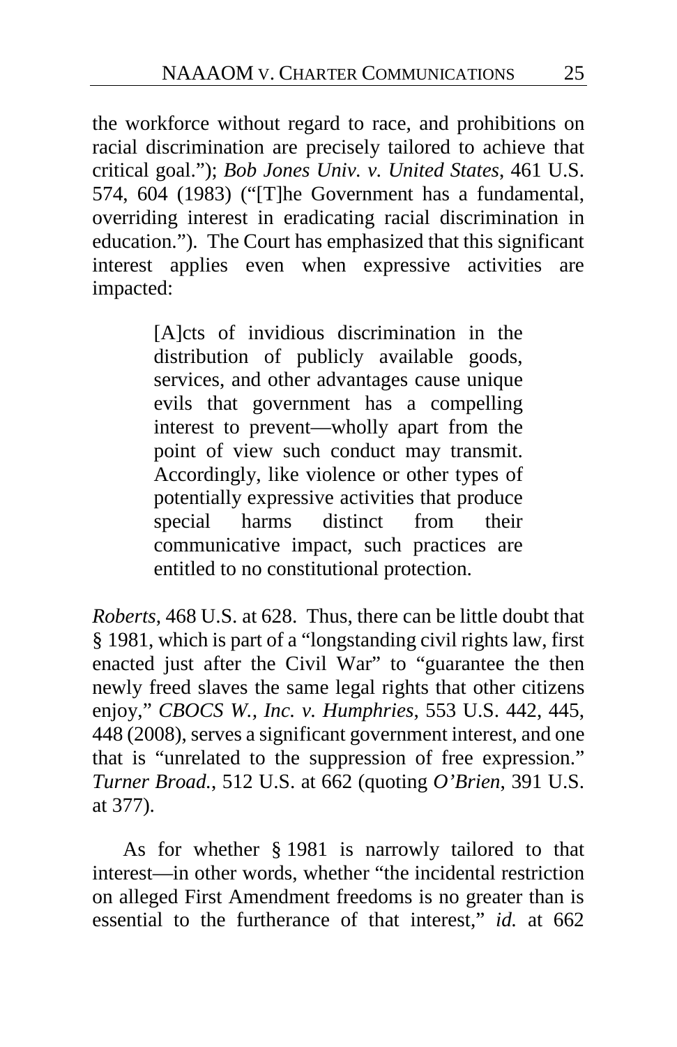the workforce without regard to race, and prohibitions on racial discrimination are precisely tailored to achieve that critical goal."); *Bob Jones Univ. v. United States*, 461 U.S. 574, 604 (1983) ("[T]he Government has a fundamental, overriding interest in eradicating racial discrimination in education."). The Court has emphasized that this significant interest applies even when expressive activities are impacted:

> [A]cts of invidious discrimination in the distribution of publicly available goods, services, and other advantages cause unique evils that government has a compelling interest to prevent—wholly apart from the point of view such conduct may transmit. Accordingly, like violence or other types of potentially expressive activities that produce special harms distinct from their communicative impact, such practices are entitled to no constitutional protection.

*Roberts*, 468 U.S. at 628. Thus, there can be little doubt that § 1981, which is part of a "longstanding civil rights law, first enacted just after the Civil War" to "guarantee the then newly freed slaves the same legal rights that other citizens enjoy," *CBOCS W., Inc. v. Humphries*, 553 U.S. 442, 445, 448 (2008), serves a significant government interest, and one that is "unrelated to the suppression of free expression." *Turner Broad.*, 512 U.S. at 662 (quoting *O'Brien*, 391 U.S. at 377).

As for whether § 1981 is narrowly tailored to that interest—in other words, whether "the incidental restriction on alleged First Amendment freedoms is no greater than is essential to the furtherance of that interest," *id.* at 662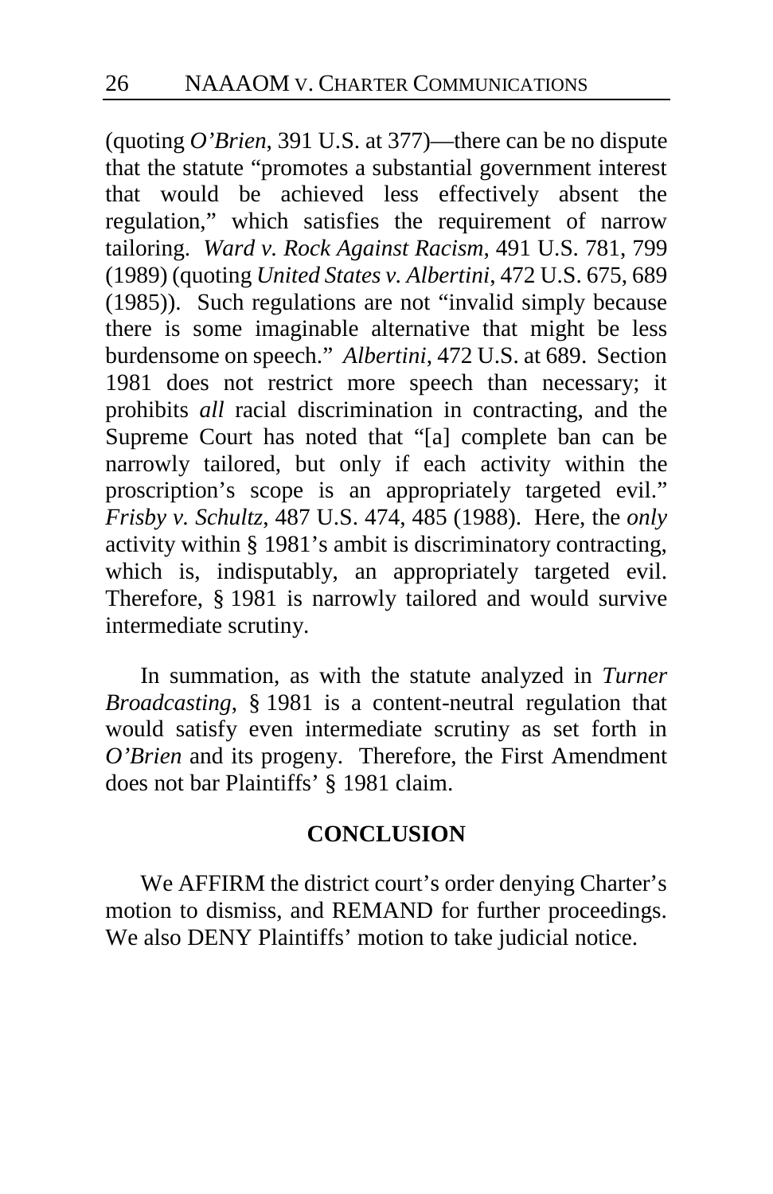(quoting *O'Brien*, 391 U.S. at 377)—there can be no dispute that the statute "promotes a substantial government interest that would be achieved less effectively absent the regulation," which satisfies the requirement of narrow tailoring. *Ward v. Rock Against Racism*, 491 U.S. 781, 799 (1989) (quoting *United States v. Albertini*, 472 U.S. 675, 689 (1985)). Such regulations are not "invalid simply because there is some imaginable alternative that might be less burdensome on speech." *Albertini*, 472 U.S. at 689. Section 1981 does not restrict more speech than necessary; it prohibits *all* racial discrimination in contracting, and the Supreme Court has noted that "[a] complete ban can be narrowly tailored, but only if each activity within the proscription's scope is an appropriately targeted evil." *Frisby v. Schultz*, 487 U.S. 474, 485 (1988). Here, the *only* activity within § 1981's ambit is discriminatory contracting, which is, indisputably, an appropriately targeted evil. Therefore, § 1981 is narrowly tailored and would survive intermediate scrutiny.

In summation, as with the statute analyzed in *Turner Broadcasting*, § 1981 is a content-neutral regulation that would satisfy even intermediate scrutiny as set forth in *O'Brien* and its progeny. Therefore, the First Amendment does not bar Plaintiffs' § 1981 claim.

## CONCLUSION

We AFFIRM the district court's order denying Charter's motion to dismiss, and REMAND for further proceedings. We also DENY Plaintiffs' motion to take judicial notice.